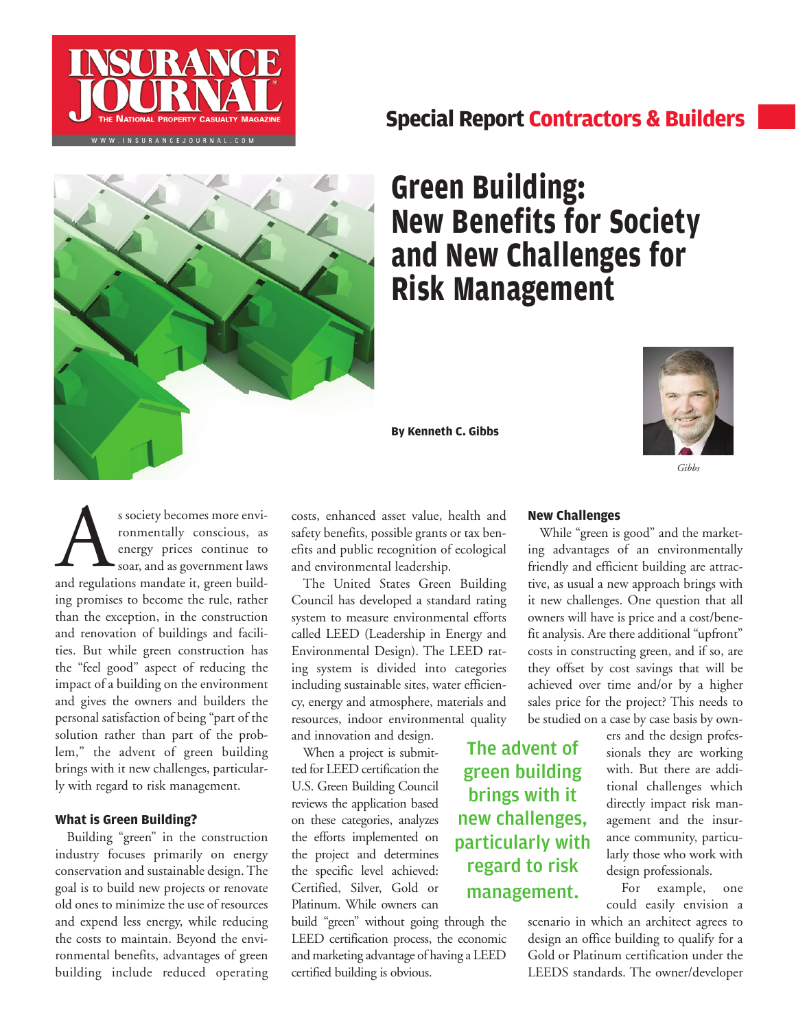Special Report **Contractors & Builders**

# Green Building: New Benefits for Society and New Challenges for Risk Management

**By Kenneth C. Gibbs**

*Gibbs*

As society becomes more environmentally conscious, as energy prices continue to soar, and as government laws and regulations mandate it, green building promises to become the rule, rather than the exception, in the construction and renovation of buildings and facilities. But while green construction has the "feel good" aspect of reducing the impact of a building on the environment and gives the owners and builders the personal satisfaction of being "part of the solution rather than part of the problem," the advent of green building brings with it new challenges, particularly with regard to risk management.

### What is Green Building?

Building "green" in the construction industry focuses primarily on energy conservation and sustainable design. The goal is to build new projects or renovate old ones to minimize the use of resources and expend less energy, while reducing the costs to maintain. Beyond the environmental benefits, advantages of green building include reduced operating costs, enhanced asset value, health and safety benefits, possible grants or tax benefits and public recognition of ecological and environmental leadership.

The United States Green Building Council has developed a standard rating system to measure environmental efforts called LEED (Leadership in Energy and Environmental Design). The LEED rating system is divided into categories including sustainable sites, water efficiency, energy and atmosphere, materials and resources, indoor environmental quality and innovation and design.

When a project is submitted for LEED certification the U.S. Green Building Council reviews the application based on these categories, analyzes the efforts implemented on the project and determines the specific level achieved: Certified, Silver, Gold or Platinum. While owners can build "green" without going through the LEED certification process, the economic and marketing advantage of having a LEED certified building is obvious.

> The advent of green building brings with it new challenges, particularly with regard to risk management.

### New Challenges

While "green is good" and the marketing advantages of an environmentally friendly and efficient building are attractive, as usual a new approach brings with it new challenges. One question that all owners will have is price and a cost/benefit analysis. Are there additional "upfront" costs in constructing green, and if so, are they offset by cost savings that will be achieved over time and/or by a higher sales price for the project? This needs to be studied on a case by case basis by owners and the design professionals they are working with. But there are additional challenges which directly impact risk management and the insurance community, particularly those who work with design professionals.

For example, one could easily envision a scenario in which an architect agrees to design an office building to qualify for a Gold or Platinum certification under the LEEDS standards. The owner/developer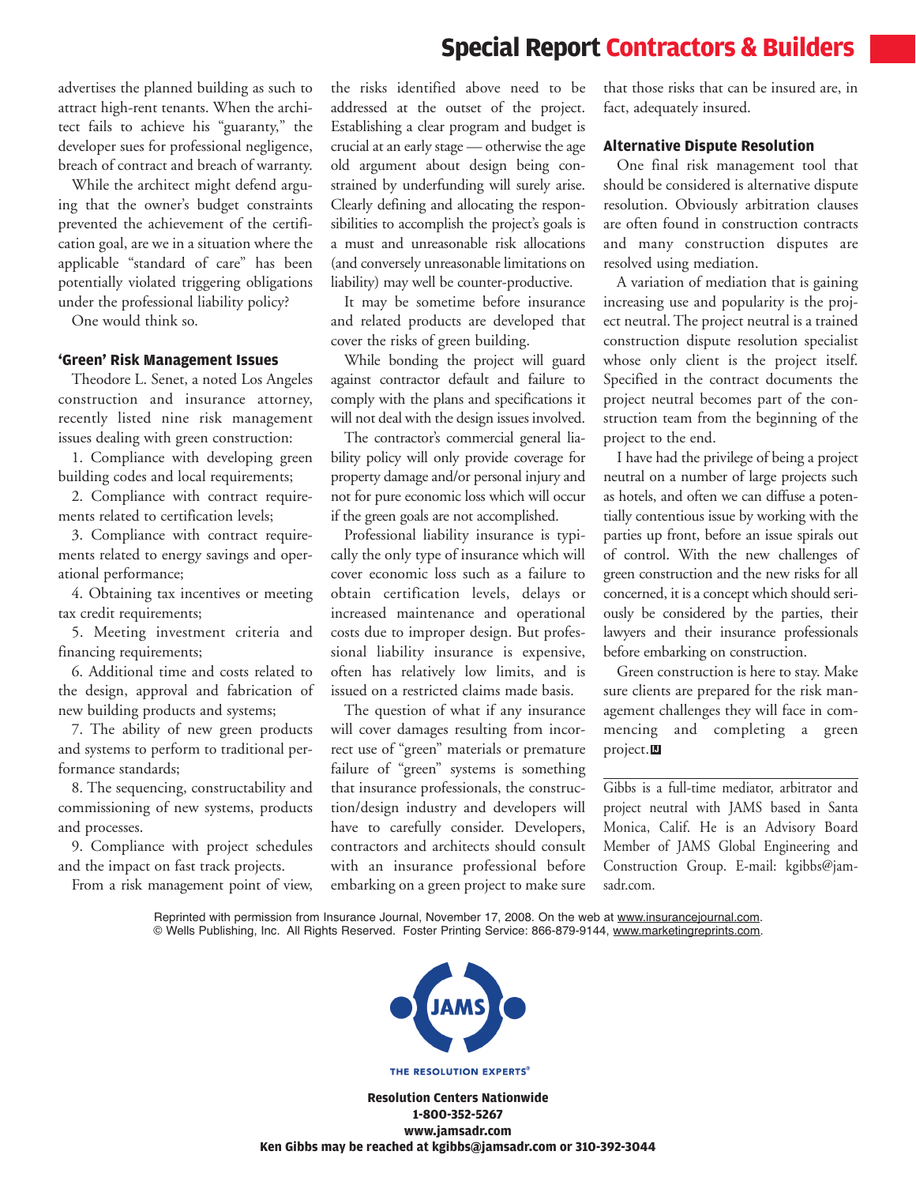advertises the planned building as such to attract high-rent tenants. When the architect fails to achieve his "guaranty," the developer sues for professional negligence, breach of contract and breach of warranty.

While the architect might defend arguing that the owner's budget constraints prevented the achievement of the certification goal, are we in a situation where the applicable "standard of care" has been potentially violated triggering obligations under the professional liability policy?

One would think so.

### 'Green' Risk Management Issues

Theodore L. Senet, a noted Los Angeles construction and insurance attorney, recently listed nine risk management issues dealing with green construction:

1. Compliance with developing green building codes and local requirements;
2. Compliance with contract requirements related to certification levels;
3. Compliance with contract requirements related to energy savings and operational performance;
4. Obtaining tax incentives or meeting tax credit requirements;
5. Meeting investment criteria and financing requirements;
6. Additional time and costs related to the design, approval and fabrication of new building products and systems;
7. The ability of new green products and systems to perform to traditional performance standards;
8. The sequencing, constructability and commissioning of new systems, products and processes.
9. Compliance with project schedules and the impact on fast track projects.

From a risk management point of view, the risks identified above need to be addressed at the outset of the project. Establishing a clear program and budget is crucial at an early stage — otherwise the age old argument about design being constrained by underfunding will surely arise. Clearly defining and allocating the responsibilities to accomplish the project's goals is a must and unreasonable risk allocations (and conversely unreasonable limitations on liability) may well be counter-productive.

It may be sometime before insurance and related products are developed that cover the risks of green building.

While bonding the project will guard against contractor default and failure to comply with the plans and specifications it will not deal with the design issues involved.

The contractor's commercial general liability policy will only provide coverage for property damage and/or personal injury and not for pure economic loss which will occur if the green goals are not accomplished.

Professional liability insurance is typically the only type of insurance which will cover economic loss such as a failure to obtain certification levels, delays or increased maintenance and operational costs due to improper design. But professional liability insurance is expensive, often has relatively low limits, and is issued on a restricted claims made basis.

The question of what if any insurance will cover damages resulting from incorrect use of "green" materials or premature failure of "green" systems is something that insurance professionals, the construction/design industry and developers will have to carefully consider. Developers, contractors and architects should consult with an insurance professional before embarking on a green project to make sure that those risks that can be insured are, in fact, adequately insured.

### Alternative Dispute Resolution

One final risk management tool that should be considered is alternative dispute resolution. Obviously arbitration clauses are often found in construction contracts and many construction disputes are resolved using mediation.

A variation of mediation that is gaining increasing use and popularity is the project neutral. The project neutral is a trained construction dispute resolution specialist whose only client is the project itself. Specified in the contract documents the project neutral becomes part of the construction team from the beginning of the project to the end.

I have had the privilege of being a project neutral on a number of large projects such as hotels, and often we can diffuse a potentially contentious issue by working with the parties up front, before an issue spirals out of control. With the new challenges of green construction and the new risks for all concerned, it is a concept which should seriously be considered by the parties, their lawyers and their insurance professionals before embarking on construction.

Green construction is here to stay. Make sure clients are prepared for the risk management challenges they will face in commencing and completing a green project.

---

Gibbs is a full-time mediator, arbitrator and project neutral with JAMS based in Santa Monica, Calif. He is an Advisory Board Member of JAMS Global Engineering and Construction Group. E-mail: kgibbs@jamsadr.com.

Reprinted with permission from Insurance Journal, November 17, 2008. On the web at www.insurancejournal.com.
© Wells Publishing, Inc. All Rights Reserved. Foster Printing Service: 866-879-9144, www.marketingreprints.com.

JAMS
THE RESOLUTION EXPERTS®

**Resolution Centers Nationwide**
**1-800-352-5267**
**www.jamsadr.com**
**Ken Gibbs may be reached at kgibbs@jamsadr.com or 310-392-3044**